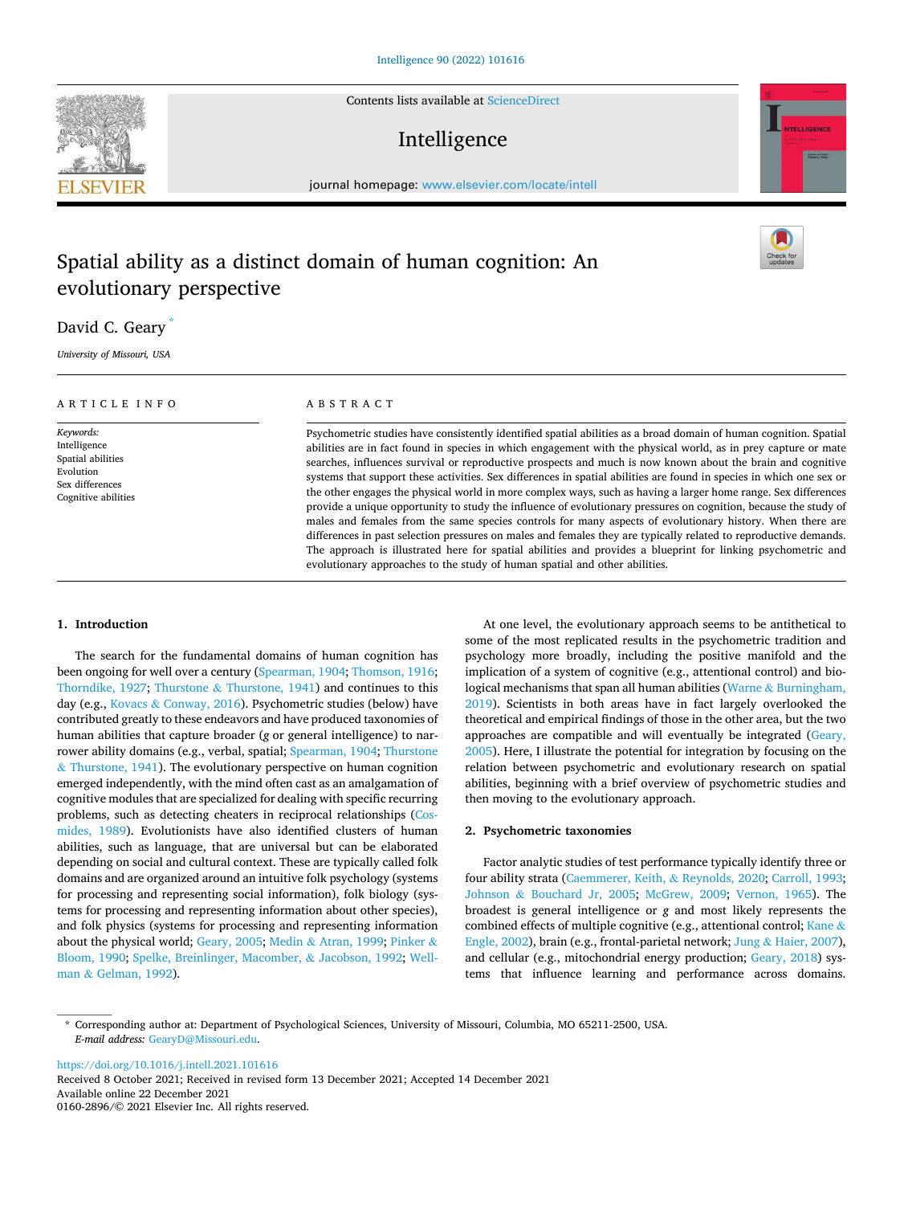# Spatial ability as a distinct domain of human cognition: An evolutionary perspective

David C. Geary *

*University of Missouri, USA*

## ARTICLE INFO

*Keywords:*
Intelligence
Spatial abilities
Evolution
Sex differences
Cognitive abilities

## ABSTRACT

Psychometric studies have consistently identified spatial abilities as a broad domain of human cognition. Spatial abilities are in fact found in species in which engagement with the physical world, as in prey capture or mate searches, influences survival or reproductive prospects and much is now known about the brain and cognitive systems that support these activities. Sex differences in spatial abilities are found in species in which one sex or the other engages the physical world in more complex ways, such as having a larger home range. Sex differences provide a unique opportunity to study the influence of evolutionary pressures on cognition, because the study of males and females from the same species controls for many aspects of evolutionary history. When there are differences in past selection pressures on males and females they are typically related to reproductive demands. The approach is illustrated here for spatial abilities and provides a blueprint for linking psychometric and evolutionary approaches to the study of human spatial and other abilities.

## 1. Introduction

The search for the fundamental domains of human cognition has been ongoing for well over a century (Spearman, 1904; Thomson, 1916; Thorndike, 1927; Thurstone & Thurstone, 1941) and continues to this day (e.g., Kovacs & Conway, 2016). Psychometric studies (below) have contributed greatly to these endeavors and have produced taxonomies of human abilities that capture broader (*g* or general intelligence) to narrower ability domains (e.g., verbal, spatial; Spearman, 1904; Thurstone & Thurstone, 1941). The evolutionary perspective on human cognition emerged independently, with the mind often cast as an amalgamation of cognitive modules that are specialized for dealing with specific recurring problems, such as detecting cheaters in reciprocal relationships (Cosmides, 1989). Evolutionists have also identified clusters of human abilities, such as language, that are universal but can be elaborated depending on social and cultural context. These are typically called folk domains and are organized around an intuitive folk psychology (systems for processing and representing social information), folk biology (systems for processing and representing information about other species), and folk physics (systems for processing and representing information about the physical world; Geary, 2005; Medin & Atran, 1999; Pinker & Bloom, 1990; Spelke, Breinlinger, Macomber, & Jacobson, 1992; Wellman & Gelman, 1992).

At one level, the evolutionary approach seems to be antithetical to some of the most replicated results in the psychometric tradition and psychology more broadly, including the positive manifold and the implication of a system of cognitive (e.g., attentional control) and biological mechanisms that span all human abilities (Warne & Burningham, 2019). Scientists in both areas have in fact largely overlooked the theoretical and empirical findings of those in the other area, but the two approaches are compatible and will eventually be integrated (Geary, 2005). Here, I illustrate the potential for integration by focusing on the relation between psychometric and evolutionary research on spatial abilities, beginning with a brief overview of psychometric studies and then moving to the evolutionary approach.

## 2. Psychometric taxonomies

Factor analytic studies of test performance typically identify three or four ability strata (Caemmerer, Keith, & Reynolds, 2020; Carroll, 1993; Johnson & Bouchard Jr, 2005; McGrew, 2009; Vernon, 1965). The broadest is general intelligence or *g* and most likely represents the combined effects of multiple cognitive (e.g., attentional control; Kane & Engle, 2002), brain (e.g., frontal-parietal network; Jung & Haier, 2007), and cellular (e.g., mitochondrial energy production; Geary, 2018) systems that influence learning and performance across domains.

* Corresponding author at: Department of Psychological Sciences, University of Missouri, Columbia, MO 65211-2500, USA.
*E-mail address:* GearyD@Missouri.edu.

https://doi.org/10.1016/j.intell.2021.101616
Received 8 October 2021; Received in revised form 13 December 2021; Accepted 14 December 2021
Available online 22 December 2021
0160-2896/© 2021 Elsevier Inc. All rights reserved.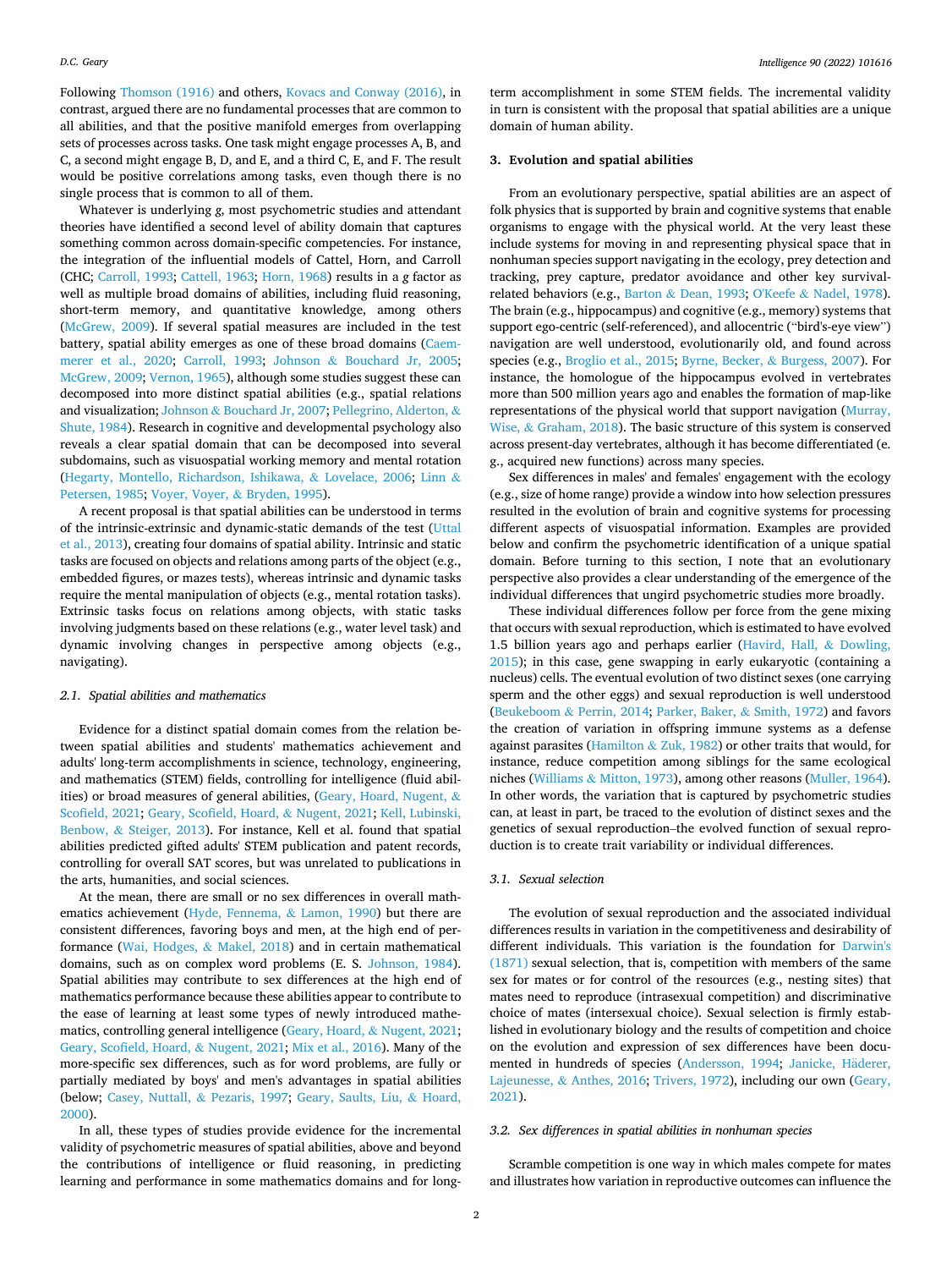Following Thomson (1916) and others, Kovacs and Conway (2016), in contrast, argued there are no fundamental processes that are common to all abilities, and that the positive manifold emerges from overlapping sets of processes across tasks. One task might engage processes A, B, and C, a second might engage B, D, and E, and a third C, E, and F. The result would be positive correlations among tasks, even though there is no single process that is common to all of them.

Whatever is underlying *g*, most psychometric studies and attendant theories have identified a second level of ability domain that captures something common across domain-specific competencies. For instance, the integration of the influential models of Cattel, Horn, and Carroll (CHC; Carroll, 1993; Cattell, 1963; Horn, 1968) results in a *g* factor as well as multiple broad domains of abilities, including fluid reasoning, short-term memory, and quantitative knowledge, among others (McGrew, 2009). If several spatial measures are included in the test battery, spatial ability emerges as one of these broad domains (Caemmerer et al., 2020; Carroll, 1993; Johnson & Bouchard Jr, 2005; McGrew, 2009; Vernon, 1965), although some studies suggest these can decomposed into more distinct spatial abilities (e.g., spatial relations and visualization; Johnson & Bouchard Jr, 2007; Pellegrino, Alderton, & Shute, 1984). Research in cognitive and developmental psychology also reveals a clear spatial domain that can be decomposed into several subdomains, such as visuospatial working memory and mental rotation (Hegarty, Montello, Richardson, Ishikawa, & Lovelace, 2006; Linn & Petersen, 1985; Voyer, Voyer, & Bryden, 1995).

A recent proposal is that spatial abilities can be understood in terms of the intrinsic-extrinsic and dynamic-static demands of the test (Uttal et al., 2013), creating four domains of spatial ability. Intrinsic and static tasks are focused on objects and relations among parts of the object (e.g., embedded figures, or mazes tests), whereas intrinsic and dynamic tasks require the mental manipulation of objects (e.g., mental rotation tasks). Extrinsic tasks focus on relations among objects, with static tasks involving judgments based on these relations (e.g., water level task) and dynamic involving changes in perspective among objects (e.g., navigating).

### 2.1. Spatial abilities and mathematics

Evidence for a distinct spatial domain comes from the relation between spatial abilities and students' mathematics achievement and adults' long-term accomplishments in science, technology, engineering, and mathematics (STEM) fields, controlling for intelligence (fluid abilities) or broad measures of general abilities, (Geary, Hoard, Nugent, & Scofield, 2021; Geary, Scofield, Hoard, & Nugent, 2021; Kell, Lubinski, Benbow, & Steiger, 2013). For instance, Kell et al. found that spatial abilities predicted gifted adults' STEM publication and patent records, controlling for overall SAT scores, but was unrelated to publications in the arts, humanities, and social sciences.

At the mean, there are small or no sex differences in overall mathematics achievement (Hyde, Fennema, & Lamon, 1990) but there are consistent differences, favoring boys and men, at the high end of performance (Wai, Hodges, & Makel, 2018) and in certain mathematical domains, such as on complex word problems (E. S. Johnson, 1984). Spatial abilities may contribute to sex differences at the high end of mathematics performance because these abilities appear to contribute to the ease of learning at least some types of newly introduced mathematics, controlling general intelligence (Geary, Hoard, & Nugent, 2021; Geary, Scofield, Hoard, & Nugent, 2021; Mix et al., 2016). Many of the more-specific sex differences, such as for word problems, are fully or partially mediated by boys' and men's advantages in spatial abilities (below; Casey, Nuttall, & Pezaris, 1997; Geary, Saults, Liu, & Hoard, 2000).

In all, these types of studies provide evidence for the incremental validity of psychometric measures of spatial abilities, above and beyond the contributions of intelligence or fluid reasoning, in predicting learning and performance in some mathematics domains and for long-term accomplishment in some STEM fields. The incremental validity in turn is consistent with the proposal that spatial abilities are a unique domain of human ability.

## 3. Evolution and spatial abilities

From an evolutionary perspective, spatial abilities are an aspect of folk physics that is supported by brain and cognitive systems that enable organisms to engage with the physical world. At the very least these include systems for moving in and representing physical space that in nonhuman species support navigating in the ecology, prey detection and tracking, prey capture, predator avoidance and other key survival-related behaviors (e.g., Barton & Dean, 1993; O'Keefe & Nadel, 1978). The brain (e.g., hippocampus) and cognitive (e.g., memory) systems that support ego-centric (self-referenced), and allocentric ("bird's-eye view") navigation are well understood, evolutionarily old, and found across species (e.g., Broglio et al., 2015; Byrne, Becker, & Burgess, 2007). For instance, the homologue of the hippocampus evolved in vertebrates more than 500 million years ago and enables the formation of map-like representations of the physical world that support navigation (Murray, Wise, & Graham, 2018). The basic structure of this system is conserved across present-day vertebrates, although it has become differentiated (e.g., acquired new functions) across many species.

Sex differences in males' and females' engagement with the ecology (e.g., size of home range) provide a window into how selection pressures resulted in the evolution of brain and cognitive systems for processing different aspects of visuospatial information. Examples are provided below and confirm the psychometric identification of a unique spatial domain. Before turning to this section, I note that an evolutionary perspective also provides a clear understanding of the emergence of the individual differences that ungird psychometric studies more broadly.

These individual differences follow per force from the gene mixing that occurs with sexual reproduction, which is estimated to have evolved 1.5 billion years ago and perhaps earlier (Havird, Hall, & Dowling, 2015); in this case, gene swapping in early eukaryotic (containing a nucleus) cells. The eventual evolution of two distinct sexes (one carrying sperm and the other eggs) and sexual reproduction is well understood (Beukeboom & Perrin, 2014; Parker, Baker, & Smith, 1972) and favors the creation of variation in offspring immune systems as a defense against parasites (Hamilton & Zuk, 1982) or other traits that would, for instance, reduce competition among siblings for the same ecological niches (Williams & Mitton, 1973), among other reasons (Muller, 1964). In other words, the variation that is captured by psychometric studies can, at least in part, be traced to the evolution of distinct sexes and the genetics of sexual reproduction–the evolved function of sexual reproduction is to create trait variability or individual differences.

### 3.1. Sexual selection

The evolution of sexual reproduction and the associated individual differences results in variation in the competitiveness and desirability of different individuals. This variation is the foundation for Darwin's (1871) sexual selection, that is, competition with members of the same sex for mates or for control of the resources (e.g., nesting sites) that mates need to reproduce (intrasexual competition) and discriminative choice of mates (intersexual choice). Sexual selection is firmly established in evolutionary biology and the results of competition and choice on the evolution and expression of sex differences have been documented in hundreds of species (Andersson, 1994; Janicke, Häderer, Lajeunesse, & Anthes, 2016; Trivers, 1972), including our own (Geary, 2021).

### 3.2. Sex differences in spatial abilities in nonhuman species

Scramble competition is one way in which males compete for mates and illustrates how variation in reproductive outcomes can influence the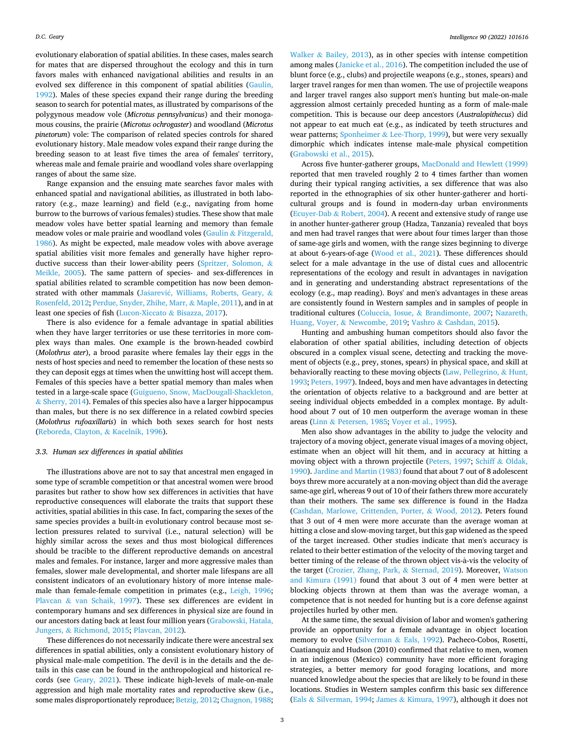evolutionary elaboration of spatial abilities. In these cases, males search for mates that are dispersed throughout the ecology and this in turn favors males with enhanced navigational abilities and results in an evolved sex difference in this component of spatial abilities (Gaulin, 1992). Males of these species expand their range during the breeding season to search for potential mates, as illustrated by comparisons of the polygynous meadow vole (*Microtus pennsylvanicus*) and their monogamous cousins, the prairie (*Microtus ochrogaster*) and woodland (*Microtus pinetorum*) vole: The comparison of related species controls for shared evolutionary history. Male meadow voles expand their range during the breeding season to at least five times the area of females' territory, whereas male and female prairie and woodland voles share overlapping ranges of about the same size.

Range expansion and the ensuing mate searches favor males with enhanced spatial and navigational abilities, as illustrated in both laboratory (e.g., maze learning) and field (e.g., navigating from home burrow to the burrows of various females) studies. These show that male meadow voles have better spatial learning and memory than female meadow voles or male prairie and woodland voles (Gaulin & Fitzgerald, 1986). As might be expected, male meadow voles with above average spatial abilities visit more females and generally have higher reproductive success than their lower-ability peers (Spritzer, Solomon, & Meikle, 2005). The same pattern of species- and sex-differences in spatial abilities related to scramble competition has now been demonstrated with other mammals (Jašarević, Williams, Roberts, Geary, & Rosenfeld, 2012; Perdue, Snyder, Zhihe, Marr, & Maple, 2011), and in at least one species of fish (Lucon-Xiccato & Bisazza, 2017).

There is also evidence for a female advantage in spatial abilities when they have larger territories or use these territories in more complex ways than males. One example is the brown-headed cowbird (*Molothrus ater*), a brood parasite where females lay their eggs in the nests of host species and need to remember the location of these nests so they can deposit eggs at times when the unwitting host will accept them. Females of this species have a better spatial memory than males when tested in a large-scale space (Guigueno, Snow, MacDougall-Shackleton, & Sherry, 2014). Females of this species also have a larger hippocampus than males, but there is no sex difference in a related cowbird species (*Molothrus rufoaxillaris*) in which both sexes search for host nests (Reboreda, Clayton, & Kacelnik, 1996).

### 3.3. Human sex differences in spatial abilities

The illustrations above are not to say that ancestral men engaged in some type of scramble competition or that ancestral women were brood parasites but rather to show how sex differences in activities that have reproductive consequences will elaborate the traits that support these activities, spatial abilities in this case. In fact, comparing the sexes of the same species provides a built-in evolutionary control because most selection pressures related to survival (i.e., natural selection) will be highly similar across the sexes and thus most biological differences should be tracible to the different reproductive demands on ancestral males and females. For instance, larger and more aggressive males than females, slower male developmental, and shorter male lifespans are all consistent indicators of an evolutionary history of more intense male-male than female-female competition in primates (e.g., Leigh, 1996; Plavcan & van Schaik, 1997). These sex differences are evident in contemporary humans and sex differences in physical size are found in our ancestors dating back at least four million years (Grabowski, Hatala, Jungers, & Richmond, 2015; Plavcan, 2012).

These differences do not necessarily indicate there were ancestral sex differences in spatial abilities, only a consistent evolutionary history of physical male-male competition. The devil is in the details and the details in this case can be found in the anthropological and historical records (see Geary, 2021). These indicate high-levels of male-on-male aggression and high male mortality rates and reproductive skew (i.e., some males disproportionately reproduce; Betzig, 2012; Chagnon, 1988; Walker & Bailey, 2013), as in other species with intense competition among males (Janicke et al., 2016). The competition included the use of blunt force (e.g., clubs) and projectile weapons (e.g., stones, spears) and larger travel ranges for men than women. The use of projectile weapons and larger travel ranges also support men's hunting but male-on-male aggression almost certainly preceded hunting as a form of male-male competition. This is because our deep ancestors (*Australopithecus*) did not appear to eat much eat (e.g., as indicated by teeth structures and wear patterns; Sponheimer & Lee-Thorp, 1999), but were very sexually dimorphic which indicates intense male-male physical competition (Grabowski et al., 2015).

Across five hunter-gatherer groups, MacDonald and Hewlett (1999) reported that men traveled roughly 2 to 4 times farther than women during their typical ranging activities, a sex difference that was also reported in the ethnographies of six other hunter-gatherer and horticultural groups and is found in modern-day urban environments (Ecuyer-Dab & Robert, 2004). A recent and extensive study of range use in another hunter-gatherer group (Hadza, Tanzania) revealed that boys and men had travel ranges that were about four times larger than those of same-age girls and women, with the range sizes beginning to diverge at about 6-years-of-age (Wood et al., 2021). These differences should select for a male advantage in the use of distal cues and allocentric representations of the ecology and result in advantages in navigation and in generating and understanding abstract representations of the ecology (e.g., map reading). Boys' and men's advantages in these areas are consistently found in Western samples and in samples of people in traditional cultures (Coluccia, Iosue, & Brandimonte, 2007; Nazareth, Huang, Voyer, & Newcombe, 2019; Vashro & Cashdan, 2015).

Hunting and ambushing human competitors should also favor the elaboration of other spatial abilities, including detection of objects obscured in a complex visual scene, detecting and tracking the movement of objects (e.g., prey, stones, spears) in physical space, and skill at behaviorally reacting to these moving objects (Law, Pellegrino, & Hunt, 1993; Peters, 1997). Indeed, boys and men have advantages in detecting the orientation of objects relative to a background and are better at seeing individual objects embedded in a complex montage. By adulthood about 7 out of 10 men outperform the average woman in these areas (Linn & Petersen, 1985; Voyer et al., 1995).

Men also show advantages in the ability to judge the velocity and trajectory of a moving object, generate visual images of a moving object, estimate when an object will hit them, and in accuracy at hitting a moving object with a thrown projectile (Peters, 1997; Schiff & Oldak, 1990). Jardine and Martin (1983) found that about 7 out of 8 adolescent boys threw more accurately at a non-moving object than did the average same-age girl, whereas 9 out of 10 of their fathers threw more accurately than their mothers. The same sex difference is found in the Hadza (Cashdan, Marlowe, Crittenden, Porter, & Wood, 2012). Peters found that 3 out of 4 men were more accurate than the average woman at hitting a close and slow-moving target, but this gap widened as the speed of the target increased. Other studies indicate that men's accuracy is related to their better estimation of the velocity of the moving target and better timing of the release of the thrown object vis-à-vis the velocity of the target (Crozier, Zhang, Park, & Sternad, 2019). Moreover, Watson and Kimura (1991) found that about 3 out of 4 men were better at blocking objects thrown at them than was the average woman, a competence that is not needed for hunting but is a core defense against projectiles hurled by other men.

At the same time, the sexual division of labor and women's gathering provide an opportunity for a female advantage in object location memory to evolve (Silverman & Eals, 1992). Pacheco-Cobos, Rosetti, Cuatianquiz and Hudson (2010) confirmed that relative to men, women in an indigenous (Mexico) community have more efficient foraging strategies, a better memory for good foraging locations, and more nuanced knowledge about the species that are likely to be found in these locations. Studies in Western samples confirm this basic sex difference (Eals & Silverman, 1994; James & Kimura, 1997), although it does not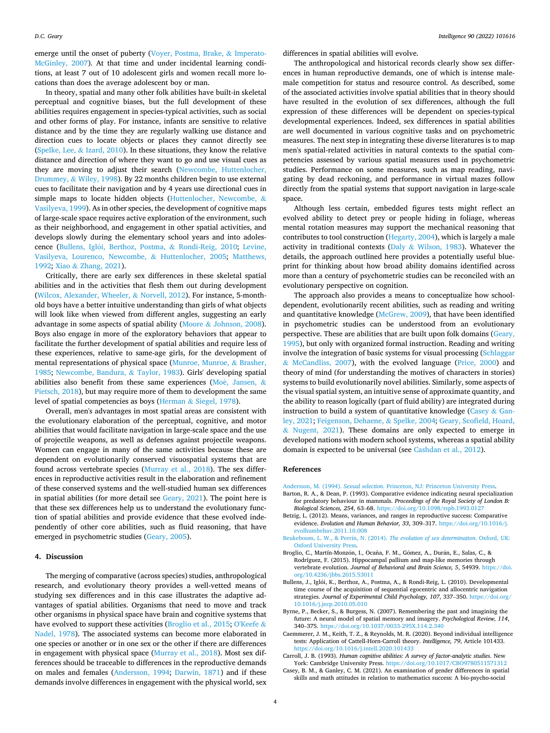emerge until the onset of puberty (Voyer, Postma, Brake, & Imperato-McGinley, 2007). At that time and under incidental learning conditions, at least 7 out of 10 adolescent girls and women recall more locations than does the average adolescent boy or man.

In theory, spatial and many other folk abilities have built-in skeletal perceptual and cognitive biases, but the full development of these abilities requires engagement in species-typical activities, such as social and other forms of play. For instance, infants are sensitive to relative distance and by the time they are regularly walking use distance and direction cues to locate objects or places they cannot directly see (Spelke, Lee, & Izard, 2010). In these situations, they know the relative distance and direction of where they want to go and use visual cues as they are moving to adjust their search (Newcombe, Huttenlocher, Drummey, & Wiley, 1998). By 22 months children begin to use external cues to facilitate their navigation and by 4 years use directional cues in simple maps to locate hidden objects (Huttenlocher, Newcombe, & Vasilyeva, 1999). As in other species, the development of cognitive maps of large-scale space requires active exploration of the environment, such as their neighborhood, and engagement in other spatial activities, and develops slowly during the elementary school years and into adolescence (Bullens, Iglói, Berthoz, Postma, & Rondi-Reig, 2010; Levine, Vasilyeva, Lourenco, Newcombe, & Huttenlocher, 2005; Matthews, 1992; Xiao & Zhang, 2021).

Critically, there are early sex differences in these skeletal spatial abilities and in the activities that flesh them out during development (Wilcox, Alexander, Wheeler, & Norvell, 2012). For instance, 5-month-old boys have a better intuitive understanding than girls of what objects will look like when viewed from different angles, suggesting an early advantage in some aspects of spatial ability (Moore & Johnson, 2008). Boys also engage in more of the exploratory behaviors that appear to facilitate the further development of spatial abilities and require less of these experiences, relative to same-age girls, for the development of mental representations of physical space (Munroe, Munroe, & Brasher, 1985; Newcombe, Bandura, & Taylor, 1983). Girls' developing spatial abilities also benefit from these same experiences (Moè, Jansen, & Pietsch, 2018), but may require more of them to development the same level of spatial competencies as boys (Herman & Siegel, 1978).

Overall, men's advantages in most spatial areas are consistent with the evolutionary elaboration of the perceptual, cognitive, and motor abilities that would facilitate navigation in large-scale space and the use of projectile weapons, as well as defenses against projectile weapons. Women can engage in many of the same activities because these are dependent on evolutionarily conserved visuospatial systems that are found across vertebrate species (Murray et al., 2018). The sex differences in reproductive activities result in the elaboration and refinement of these conserved systems and the well-studied human sex differences in spatial abilities (for more detail see Geary, 2021). The point here is that these sex differences help us to understand the evolutionary function of spatial abilities and provide evidence that these evolved independently of other core abilities, such as fluid reasoning, that have emerged in psychometric studies (Geary, 2005).

## 4. Discussion

The merging of comparative (across species) studies, anthropological research, and evolutionary theory provides a well-vetted means of studying sex differences and in this case illustrates the adaptive advantages of spatial abilities. Organisms that need to move and track other organisms in physical space have brain and cognitive systems that have evolved to support these activities (Broglio et al., 2015; O'Keefe & Nadel, 1978). The associated systems can become more elaborated in one species or another or in one sex or the other if there are differences in engagement with physical space (Murray et al., 2018). Most sex differences should be traceable to differences in the reproductive demands on males and females (Andersson, 1994; Darwin, 1871) and if these demands involve differences in engagement with the physical world, sex differences in spatial abilities will evolve.

The anthropological and historical records clearly show sex differences in human reproductive demands, one of which is intense male-male competition for status and resource control. As described, some of the associated activities involve spatial abilities that in theory should have resulted in the evolution of sex differences, although the full expression of these differences will be dependent on species-typical developmental experiences. Indeed, sex differences in spatial abilities are well documented in various cognitive tasks and on psychometric measures. The next step in integrating these diverse literatures is to map men's spatial-related activities in natural contexts to the spatial competencies assessed by various spatial measures used in psychometric studies. Performance on some measures, such as map reading, navigating by dead reckoning, and performance in virtual mazes follow directly from the spatial systems that support navigation in large-scale space.

Although less certain, embedded figures tests might reflect an evolved ability to detect prey or people hiding in foliage, whereas mental rotation measures may support the mechanical reasoning that contributes to tool construction (Hegarty, 2004), which is largely a male activity in traditional contexts (Daly & Wilson, 1983). Whatever the details, the approach outlined here provides a potentially useful blueprint for thinking about how broad ability domains identified across more than a century of psychometric studies can be reconciled with an evolutionary perspective on cognition.

The approach also provides a means to conceptualize how school-dependent, evolutionarily recent abilities, such as reading and writing and quantitative knowledge (McGrew, 2009), that have been identified in psychometric studies can be understood from an evolutionary perspective. These are abilities that are built upon folk domains (Geary, 1995), but only with organized formal instruction. Reading and writing involve the integration of basic systems for visual processing (Schlaggar & McCandliss, 2007), with the evolved language (Price, 2000) and theory of mind (for understanding the motives of characters in stories) systems to build evolutionarily novel abilities. Similarly, some aspects of the visual spatial system, an intuitive sense of approximate quantity, and the ability to reason logically (part of fluid ability) are integrated during instruction to build a system of quantitative knowledge (Casey & Ganley, 2021; Feigenson, Dehaene, & Spelke, 2004; Geary, Scofield, Hoard, & Nugent, 2021). These domains are only expected to emerge in developed nations with modern school systems, whereas a spatial ability domain is expected to be universal (see Cashdan et al., 2012).

## References

Andersson, M. (1994). *Sexual selection*. Princeton, NJ: Princeton University Press.

Barton, R. A., & Dean, P. (1993). Comparative evidence indicating neural specialization for predatory behaviour in mammals. *Proceedings of the Royal Society of London B: Biological Sciences, 254*, 63–68. https://doi.org/10.1098/rspb.1993.0127

Betzig, L. (2012). Means, variances, and ranges in reproductive success: Comparative evidence. *Evolution and Human Behavior, 33*, 309–317. https://doi.org/10.1016/j.evolhumbehav.2011.10.008

Beukeboom, L. W., & Perrin, N. (2014). *The evolution of sex determination*. Oxford, UK: Oxford University Press.

Broglio, C., Martín-Monzón, I., Ocaña, F. M., Gómez, A., Durán, E., Salas, C., & Rodríguez, F. (2015). Hippocampal pallium and map-like memories through vertebrate evolution. *Journal of Behavioral and Brain Science, 5*, 54939. https://doi.org/10.4236/jbbs.2015.53011

Bullens, J., Iglói, K., Berthoz, A., Postma, A., & Rondi-Reig, L. (2010). Developmental time course of the acquisition of sequential egocentric and allocentric navigation strategies. *Journal of Experimental Child Psychology, 107*, 337–350. https://doi.org/10.1016/j.jecp.2010.05.010

Byrne, P., Becker, S., & Burgess, N. (2007). Remembering the past and imagining the future: A neural model of spatial memory and imagery. *Psychological Review, 114*, 340–375. https://doi.org/10.1037/0033-295X.114.2.340

Caemmerer, J. M., Keith, T. Z., & Reynolds, M. R. (2020). Beyond individual intelligence tests: Application of Cattell-Horn-Carroll theory. *Intelligence, 79*, Article 101433. https://doi.org/10.1016/j.intell.2020.101433

Carroll, J. B. (1993). *Human cognitive abilities: A survey of factor-analytic studies*. New York: Cambridge University Press. https://doi.org/10.1017/CBO9780511571312

Casey, B. M., & Ganley, C. M. (2021). An examination of gender differences in spatial skills and math attitudes in relation to mathematics success: A bio-psycho-social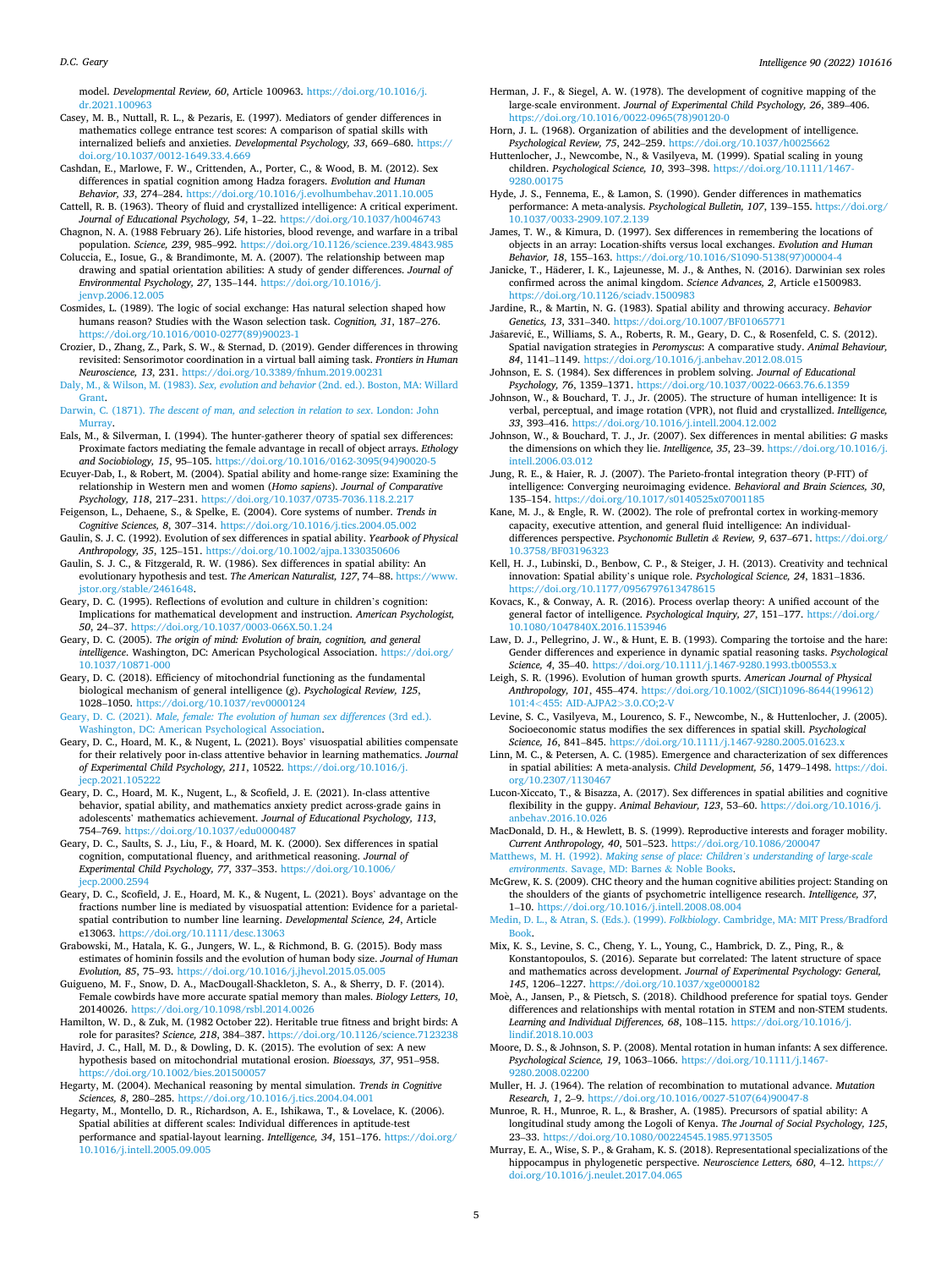model. *Developmental Review, 60*, Article 100963. https://doi.org/10.1016/j.dr.2021.100963

Casey, M. B., Nuttall, R. L., & Pezaris, E. (1997). Mediators of gender differences in mathematics college entrance test scores: A comparison of spatial skills with internalized beliefs and anxieties. *Developmental Psychology, 33*, 669–680. https://doi.org/10.1037/0012-1649.33.4.669

Cashdan, E., Marlowe, F. W., Crittenden, A., Porter, C., & Wood, B. M. (2012). Sex differences in spatial cognition among Hadza foragers. *Evolution and Human Behavior, 33*, 274–284. https://doi.org/10.1016/j.evolhumbehav.2011.10.005

Cattell, R. B. (1963). Theory of fluid and crystallized intelligence: A critical experiment. *Journal of Educational Psychology, 54*, 1–22. https://doi.org/10.1037/h0046743

Chagnon, N. A. (1988 February 26). Life histories, blood revenge, and warfare in a tribal population. *Science, 239*, 985–992. https://doi.org/10.1126/science.239.4843.985

Coluccia, E., Iosue, G., & Brandimonte, M. A. (2007). The relationship between map drawing and spatial orientation abilities: A study of gender differences. *Journal of Environmental Psychology, 27*, 135–144. https://doi.org/10.1016/j.jenvp.2006.12.005

Cosmides, L. (1989). The logic of social exchange: Has natural selection shaped how humans reason? Studies with the Wason selection task. *Cognition, 31*, 187–276. https://doi.org/10.1016/0010-0277(89)90023-1

Crozier, D., Zhang, Z., Park, S. W., & Sternad, D. (2019). Gender differences in throwing revisited: Sensorimotor coordination in a virtual ball aiming task. *Frontiers in Human Neuroscience, 13*, 231. https://doi.org/10.3389/fnhum.2019.00231

Daly, M., & Wilson, M. (1983). *Sex, evolution and behavior* (2nd. ed.). Boston, MA: Willard Grant.

Darwin, C. (1871). *The descent of man, and selection in relation to sex*. London: John Murray.

Eals, M., & Silverman, I. (1994). The hunter-gatherer theory of spatial sex differences: Proximate factors mediating the female advantage in recall of object arrays. *Ethology and Sociobiology, 15*, 95–105. https://doi.org/10.1016/0162-3095(94)90020-5

Ecuyer-Dab, I., & Robert, M. (2004). Spatial ability and home-range size: Examining the relationship in Western men and women (*Homo sapiens*). *Journal of Comparative Psychology, 118*, 217–231. https://doi.org/10.1037/0735-7036.118.2.217

Feigenson, L., Dehaene, S., & Spelke, E. (2004). Core systems of number. *Trends in Cognitive Sciences, 8*, 307–314. https://doi.org/10.1016/j.tics.2004.05.002

Gaulin, S. J. C. (1992). Evolution of sex differences in spatial ability. *Yearbook of Physical Anthropology, 35*, 125–151. https://doi.org/10.1002/ajpa.1330350606

Gaulin, S. J. C., & Fitzgerald, R. W. (1986). Sex differences in spatial ability: An evolutionary hypothesis and test. *The American Naturalist, 127*, 74–88. https://www.jstor.org/stable/2461648.

Geary, D. C. (1995). Reflections of evolution and culture in children's cognition: Implications for mathematical development and instruction. *American Psychologist, 50*, 24–37. https://doi.org/10.1037/0003-066X.50.1.24

Geary, D. C. (2005). *The origin of mind: Evolution of brain, cognition, and general intelligence*. Washington, DC: American Psychological Association. https://doi.org/10.1037/10871-000

Geary, D. C. (2018). Efficiency of mitochondrial functioning as the fundamental biological mechanism of general intelligence (*g*). *Psychological Review, 125*, 1028–1050. https://doi.org/10.1037/rev0000124

Geary, D. C. (2021). *Male, female: The evolution of human sex differences* (3rd ed.). Washington, DC: American Psychological Association.

Geary, D. C., Hoard, M. K., & Nugent, L. (2021). Boys' visuospatial abilities compensate for their relatively poor in-class attentive behavior in learning mathematics. *Journal of Experimental Child Psychology, 211*, 10522. https://doi.org/10.1016/j.jecp.2021.105222

Geary, D. C., Hoard, M. K., Nugent, L., & Scofield, J. E. (2021). In-class attentive behavior, spatial ability, and mathematics anxiety predict across-grade gains in adolescents' mathematics achievement. *Journal of Educational Psychology, 113*, 754–769. https://doi.org/10.1037/edu0000487

Geary, D. C., Saults, S. J., Liu, F., & Hoard, M. K. (2000). Sex differences in spatial cognition, computational fluency, and arithmetical reasoning. *Journal of Experimental Child Psychology, 77*, 337–353. https://doi.org/10.1006/jecp.2000.2594

Geary, D. C., Scofield, J. E., Hoard, M. K., & Nugent, L. (2021). Boys' advantage on the fractions number line is mediated by visuospatial attention: Evidence for a parietal-spatial contribution to number line learning. *Developmental Science, 24*, Article e13063. https://doi.org/10.1111/desc.13063

Grabowski, M., Hatala, K. G., Jungers, W. L., & Richmond, B. G. (2015). Body mass estimates of hominin fossils and the evolution of human body size. *Journal of Human Evolution, 85*, 75–93. https://doi.org/10.1016/j.jhevol.2015.05.005

Guigueno, M. F., Snow, D. A., MacDougall-Shackleton, S. A., & Sherry, D. F. (2014). Female cowbirds have more accurate spatial memory than males. *Biology Letters, 10*, 20140026. https://doi.org/10.1098/rsbl.2014.0026

Hamilton, W. D., & Zuk, M. (1982 October 22). Heritable true fitness and bright birds: A role for parasites? *Science, 218*, 384–387. https://doi.org/10.1126/science.7123238

Havird, J. C., Hall, M. D., & Dowling, D. K. (2015). The evolution of sex: A new hypothesis based on mitochondrial mutational erosion. *Bioessays, 37*, 951–958. https://doi.org/10.1002/bies.201500057

Hegarty, M. (2004). Mechanical reasoning by mental simulation. *Trends in Cognitive Sciences, 8*, 280–285. https://doi.org/10.1016/j.tics.2004.04.001

Hegarty, M., Montello, D. R., Richardson, A. E., Ishikawa, T., & Lovelace, K. (2006). Spatial abilities at different scales: Individual differences in aptitude-test performance and spatial-layout learning. *Intelligence, 34*, 151–176. https://doi.org/10.1016/j.intell.2005.09.005

Herman, J. F., & Siegel, A. W. (1978). The development of cognitive mapping of the large-scale environment. *Journal of Experimental Child Psychology, 26*, 389–406. https://doi.org/10.1016/0022-0965(78)90120-0

Horn, J. L. (1968). Organization of abilities and the development of intelligence. *Psychological Review, 75*, 242–259. https://doi.org/10.1037/h0025662

Huttenlocher, J., Newcombe, N., & Vasilyeva, M. (1999). Spatial scaling in young children. *Psychological Science, 10*, 393–398. https://doi.org/10.1111/1467-9280.00175

Hyde, J. S., Fennema, E., & Lamon, S. (1990). Gender differences in mathematics performance: A meta-analysis. *Psychological Bulletin, 107*, 139–155. https://doi.org/10.1037/0033-2909.107.2.139

James, T. W., & Kimura, D. (1997). Sex differences in remembering the locations of objects in an array: Location-shifts versus local exchanges. *Evolution and Human Behavior, 18*, 155–163. https://doi.org/10.1016/S1090-5138(97)00004-4

Janicke, T., Häderer, I. K., Lajeunesse, M. J., & Anthes, N. (2016). Darwinian sex roles confirmed across the animal kingdom. *Science Advances, 2*, Article e1500983. https://doi.org/10.1126/sciadv.1500983

Jardine, R., & Martin, N. G. (1983). Spatial ability and throwing accuracy. *Behavior Genetics, 13*, 331–340. https://doi.org/10.1007/BF01065771

Jašarević, E., Williams, S. A., Roberts, R. M., Geary, D. C., & Rosenfeld, C. S. (2012). Spatial navigation strategies in *Peromyscus*: A comparative study. *Animal Behaviour, 84*, 1141–1149. https://doi.org/10.1016/j.anbehav.2012.08.015

Johnson, E. S. (1984). Sex differences in problem solving. *Journal of Educational Psychology, 76*, 1359–1371. https://doi.org/10.1037/0022-0663.76.6.1359

Johnson, W., & Bouchard, T. J., Jr. (2005). The structure of human intelligence: It is verbal, perceptual, and image rotation (VPR), not fluid and crystallized. *Intelligence, 33*, 393–416. https://doi.org/10.1016/j.intell.2004.12.002

Johnson, W., & Bouchard, T. J., Jr. (2007). Sex differences in mental abilities: *G* masks the dimensions on which they lie. *Intelligence, 35*, 23–39. https://doi.org/10.1016/j.intell.2006.03.012

Jung, R. E., & Haier, R. J. (2007). The Parieto-frontal integration theory (P-FIT) of intelligence: Converging neuroimaging evidence. *Behavioral and Brain Sciences, 30*, 135–154. https://doi.org/10.1017/s0140525x07001185

Kane, M. J., & Engle, R. W. (2002). The role of prefrontal cortex in working-memory capacity, executive attention, and general fluid intelligence: An individual-differences perspective. *Psychonomic Bulletin & Review, 9*, 637–671. https://doi.org/10.3758/BF03196323

Kell, H. J., Lubinski, D., Benbow, C. P., & Steiger, J. H. (2013). Creativity and technical innovation: Spatial ability's unique role. *Psychological Science, 24*, 1831–1836. https://doi.org/10.1177/0956797613478615

Kovacs, K., & Conway, A. R. (2016). Process overlap theory: A unified account of the general factor of intelligence. *Psychological Inquiry, 27*, 151–177. https://doi.org/10.1080/1047840X.2016.1153946

Law, D. J., Pellegrino, J. W., & Hunt, E. B. (1993). Comparing the tortoise and the hare: Gender differences and experience in dynamic spatial reasoning tasks. *Psychological Science, 4*, 35–40. https://doi.org/10.1111/j.1467-9280.1993.tb00553.x

Leigh, S. R. (1996). Evolution of human growth spurts. *American Journal of Physical Anthropology, 101*, 455–474. https://doi.org/10.1002/(SICI)1096-8644(199612)101:4<455: AID-AJPA2>3.0.CO;2-V

Levine, S. C., Vasilyeva, M., Lourenco, S. F., Newcombe, N., & Huttenlocher, J. (2005). Socioeconomic status modifies the sex differences in spatial skill. *Psychological Science, 16*, 841–845. https://doi.org/10.1111/j.1467-9280.2005.01623.x

Linn, M. C., & Petersen, A. C. (1985). Emergence and characterization of sex differences in spatial abilities: A meta-analysis. *Child Development, 56*, 1479–1498. https://doi.org/10.2307/1130467

Lucon-Xiccato, T., & Bisazza, A. (2017). Sex differences in spatial abilities and cognitive flexibility in the guppy. *Animal Behaviour, 123*, 53–60. https://doi.org/10.1016/j.anbehav.2016.10.026

MacDonald, D. H., & Hewlett, B. S. (1999). Reproductive interests and forager mobility. *Current Anthropology, 40*, 501–523. https://doi.org/10.1086/200047

Matthews, M. H. (1992). *Making sense of place: Children's understanding of large-scale environments*. Savage, MD: Barnes & Noble Books.

McGrew, K. S. (2009). CHC theory and the human cognitive abilities project: Standing on the shoulders of the giants of psychometric intelligence research. *Intelligence, 37*, 1–10. https://doi.org/10.1016/j.intell.2008.08.004

Medin, D. L., & Atran, S. (Eds.). (1999). *Folkbiology*. Cambridge, MA: MIT Press/Bradford Book.

Mix, K. S., Levine, S. C., Cheng, Y. L., Young, C., Hambrick, D. Z., Ping, R., & Konstantopoulos, S. (2016). Separate but correlated: The latent structure of space and mathematics across development. *Journal of Experimental Psychology: General, 145*, 1206–1227. https://doi.org/10.1037/xge0000182

Moè, A., Jansen, P., & Pietsch, S. (2018). Childhood preference for spatial toys. Gender differences and relationships with mental rotation in STEM and non-STEM students. *Learning and Individual Differences, 68*, 108–115. https://doi.org/10.1016/j.lindif.2018.10.003

Moore, D. S., & Johnson, S. P. (2008). Mental rotation in human infants: A sex difference. *Psychological Science, 19*, 1063–1066. https://doi.org/10.1111/j.1467-9280.2008.02200

Muller, H. J. (1964). The relation of recombination to mutational advance. *Mutation Research, 1*, 2–9. https://doi.org/10.1016/0027-5107(64)90047-8

Munroe, R. H., Munroe, R. L., & Brasher, A. (1985). Precursors of spatial ability: A longitudinal study among the Logoli of Kenya. *The Journal of Social Psychology, 125*, 23–33. https://doi.org/10.1080/00224545.1985.9713505

Murray, E. A., Wise, S. P., & Graham, K. S. (2018). Representational specializations of the hippocampus in phylogenetic perspective. *Neuroscience Letters, 680*, 4–12. https://doi.org/10.1016/j.neulet.2017.04.065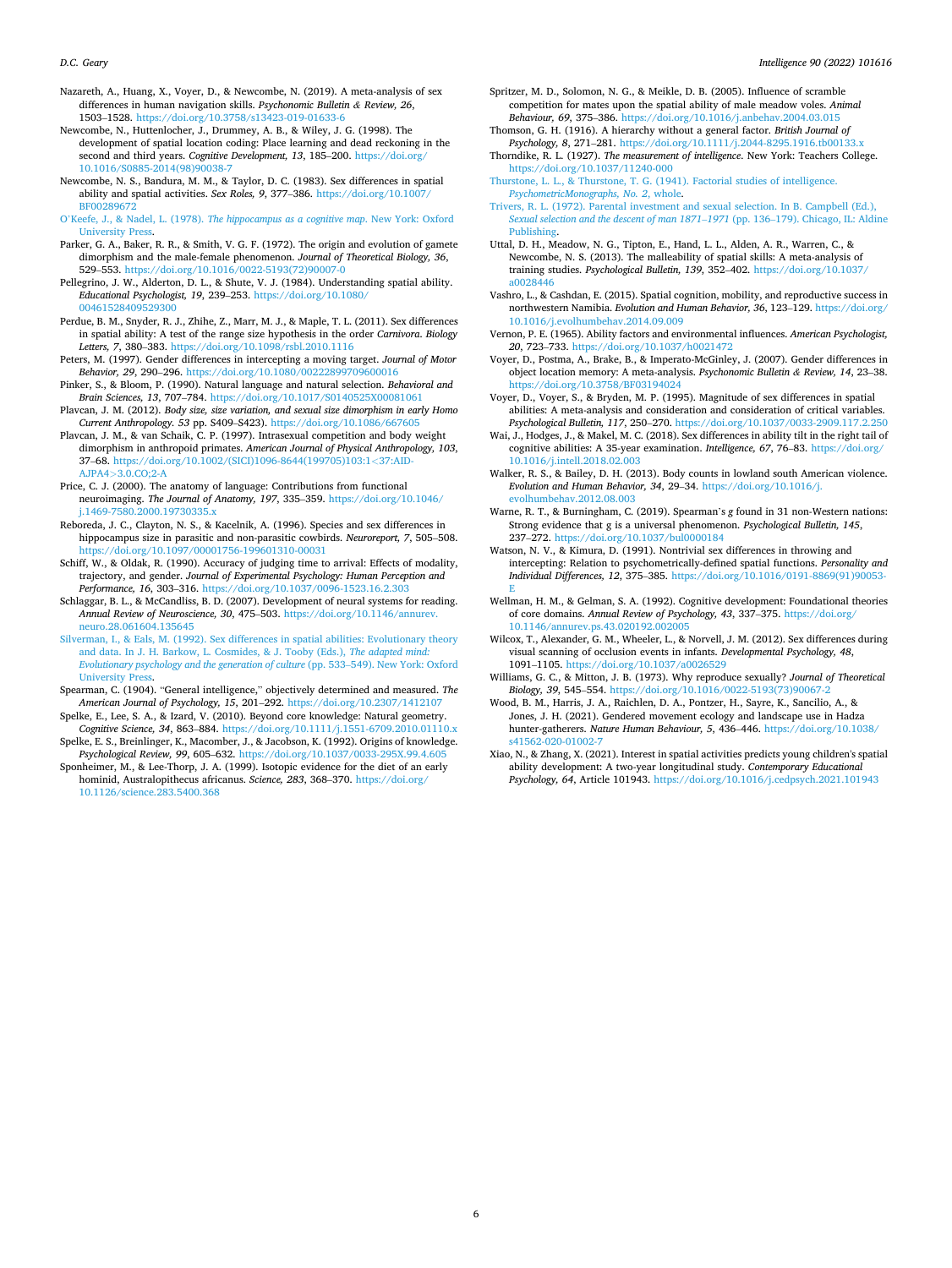Nazareth, A., Huang, X., Voyer, D., & Newcombe, N. (2019). A meta-analysis of sex differences in human navigation skills. *Psychonomic Bulletin & Review, 26*, 1503–1528. https://doi.org/10.3758/s13423-019-01633-6

Newcombe, N., Huttenlocher, J., Drummey, A. B., & Wiley, J. G. (1998). The development of spatial location coding: Place learning and dead reckoning in the second and third years. *Cognitive Development, 13*, 185–200. https://doi.org/10.1016/S0885-2014(98)90038-7

Newcombe, N. S., Bandura, M. M., & Taylor, D. C. (1983). Sex differences in spatial ability and spatial activities. *Sex Roles, 9*, 377–386. https://doi.org/10.1007/BF00289672

O'Keefe, J., & Nadel, L. (1978). *The hippocampus as a cognitive map*. New York: Oxford University Press.

Parker, G. A., Baker, R. R., & Smith, V. G. F. (1972). The origin and evolution of gamete dimorphism and the male-female phenomenon. *Journal of Theoretical Biology, 36*, 529–553. https://doi.org/10.1016/0022-5193(72)90007-0

Pellegrino, J. W., Alderton, D. L., & Shute, V. J. (1984). Understanding spatial ability. *Educational Psychologist, 19*, 239–253. https://doi.org/10.1080/00461528409529300

Perdue, B. M., Snyder, R. J., Zhihe, Z., Marr, M. J., & Maple, T. L. (2011). Sex differences in spatial ability: A test of the range size hypothesis in the order *Carnivora*. *Biology Letters, 7*, 380–383. https://doi.org/10.1098/rsbl.2010.1116

Peters, M. (1997). Gender differences in intercepting a moving target. *Journal of Motor Behavior, 29*, 290–296. https://doi.org/10.1080/00222899709600016

Pinker, S., & Bloom, P. (1990). Natural language and natural selection. *Behavioral and Brain Sciences, 13*, 707–784. https://doi.org/10.1017/S0140525X00081061

Plavcan, J. M. (2012). *Body size, size variation, and sexual size dimorphism in early Homo Current Anthropology. 53* pp. S409–S423). https://doi.org/10.1086/667605

Plavcan, J. M., & van Schaik, C. P. (1997). Intrasexual competition and body weight dimorphism in anthropoid primates. *American Journal of Physical Anthropology, 103*, 37–68. https://doi.org/10.1002/(SICI)1096-8644(199705)103:1<37:AID-AJPA4>3.0.CO;2-A

Price, C. J. (2000). The anatomy of language: Contributions from functional neuroimaging. *The Journal of Anatomy, 197*, 335–359. https://doi.org/10.1046/j.1469-7580.2000.19730335.x

Reboreda, J. C., Clayton, N. S., & Kacelnik, A. (1996). Species and sex differences in hippocampus size in parasitic and non-parasitic cowbirds. *Neuroreport, 7*, 505–508. https://doi.org/10.1097/00001756-199601310-00031

Schiff, W., & Oldak, R. (1990). Accuracy of judging time to arrival: Effects of modality, trajectory, and gender. *Journal of Experimental Psychology: Human Perception and Performance, 16*, 303–316. https://doi.org/10.1037/0096-1523.16.2.303

Schlaggar, B. L., & McCandliss, B. D. (2007). Development of neural systems for reading. *Annual Review of Neuroscience, 30*, 475–503. https://doi.org/10.1146/annurev.neuro.28.061604.135645

Silverman, I., & Eals, M. (1992). Sex differences in spatial abilities: Evolutionary theory and data. In J. H. Barkow, L. Cosmides, & J. Tooby (Eds.), *The adapted mind: Evolutionary psychology and the generation of culture* (pp. 533–549). New York: Oxford University Press.

Spearman, C. (1904). "General intelligence," objectively determined and measured. *The American Journal of Psychology, 15*, 201–292. https://doi.org/10.2307/1412107

Spelke, E., Lee, S. A., & Izard, V. (2010). Beyond core knowledge: Natural geometry. *Cognitive Science, 34*, 863–884. https://doi.org/10.1111/j.1551-6709.2010.01110.x

Spelke, E. S., Breinlinger, K., Macomber, J., & Jacobson, K. (1992). Origins of knowledge. *Psychological Review, 99*, 605–632. https://doi.org/10.1037/0033-295X.99.4.605

Sponheimer, M., & Lee-Thorp, J. A. (1999). Isotopic evidence for the diet of an early hominid, Australopithecus africanus. *Science, 283*, 368–370. https://doi.org/10.1126/science.283.5400.368

Spritzer, M. D., Solomon, N. G., & Meikle, D. B. (2005). Influence of scramble competition for mates upon the spatial ability of male meadow voles. *Animal Behaviour, 69*, 375–386. https://doi.org/10.1016/j.anbehav.2004.03.015

Thomson, G. H. (1916). A hierarchy without a general factor. *British Journal of Psychology, 8*, 271–281. https://doi.org/10.1111/j.2044-8295.1916.tb00133.x

Thorndike, R. L. (1927). *The measurement of intelligence*. New York: Teachers College. https://doi.org/10.1037/11240-000

Thurstone, L. L., & Thurstone, T. G. (1941). Factorial studies of intelligence. *PsychometricMonographs, No. 2*, whole.

Trivers, R. L. (1972). Parental investment and sexual selection. In B. Campbell (Ed.), *Sexual selection and the descent of man 1871–1971* (pp. 136–179). Chicago, IL: Aldine Publishing.

Uttal, D. H., Meadow, N. G., Tipton, E., Hand, L. L., Alden, A. R., Warren, C., & Newcombe, N. S. (2013). The malleability of spatial skills: A meta-analysis of training studies. *Psychological Bulletin, 139*, 352–402. https://doi.org/10.1037/a0028446

Vashro, L., & Cashdan, E. (2015). Spatial cognition, mobility, and reproductive success in northwestern Namibia. *Evolution and Human Behavior, 36*, 123–129. https://doi.org/10.1016/j.evolhumbehav.2014.09.009

Vernon, P. E. (1965). Ability factors and environmental influences. *American Psychologist, 20*, 723–733. https://doi.org/10.1037/h0021472

Voyer, D., Postma, A., Brake, B., & Imperato-McGinley, J. (2007). Gender differences in object location memory: A meta-analysis. *Psychonomic Bulletin & Review, 14*, 23–38. https://doi.org/10.3758/BF03194024

Voyer, D., Voyer, S., & Bryden, M. P. (1995). Magnitude of sex differences in spatial abilities: A meta-analysis and consideration of critical variables. *Psychological Bulletin, 117*, 250–270. https://doi.org/10.1037/0033-2909.117.2.250

Wai, J., Hodges, J., & Makel, M. C. (2018). Sex differences in ability tilt in the right tail of cognitive abilities: A 35-year examination. *Intelligence, 67*, 76–83. https://doi.org/10.1016/j.intell.2018.02.003

Walker, R. S., & Bailey, D. H. (2013). Body counts in lowland south American violence. *Evolution and Human Behavior, 34*, 29–34. https://doi.org/10.1016/j.evolhumbehav.2012.08.003

Warne, R. T., & Burningham, C. (2019). Spearman's *g* found in 31 non-Western nations: Strong evidence that g is a universal phenomenon. *Psychological Bulletin, 145*, 237–272. https://doi.org/10.1037/bul0000184

Watson, N. V., & Kimura, D. (1991). Nontrivial sex differences in throwing and intercepting: Relation to psychometrically-defined spatial functions. *Personality and Individual Differences, 12*, 375–385. https://doi.org/10.1016/0191-8869(91)90053-E

Wellman, H. M., & Gelman, S. A. (1992). Cognitive development: Foundational theories of core domains. *Annual Review of Psychology, 43*, 337–375. https://doi.org/10.1146/annurev.ps.43.020192.002005

Wilcox, T., Alexander, G. M., Wheeler, L., & Norvell, J. M. (2012). Sex differences during visual scanning of occlusion events in infants. *Developmental Psychology, 48*, 1091–1105. https://doi.org/10.1037/a0026529

Williams, G. C., & Mitton, J. B. (1973). Why reproduce sexually? *Journal of Theoretical Biology, 39*, 545–554. https://doi.org/10.1016/0022-5193(73)90067-2

Wood, B. M., Harris, J. A., Raichlen, D. A., Pontzer, H., Sayre, K., Sancilio, A., & Jones, J. H. (2021). Gendered movement ecology and landscape use in Hadza hunter-gatherers. *Nature Human Behaviour, 5*, 436–446. https://doi.org/10.1038/s41562-020-01002-7

Xiao, N., & Zhang, X. (2021). Interest in spatial activities predicts young children's spatial ability development: A two-year longitudinal study. *Contemporary Educational Psychology, 64*, Article 101943. https://doi.org/10.1016/j.cedpsych.2021.101943